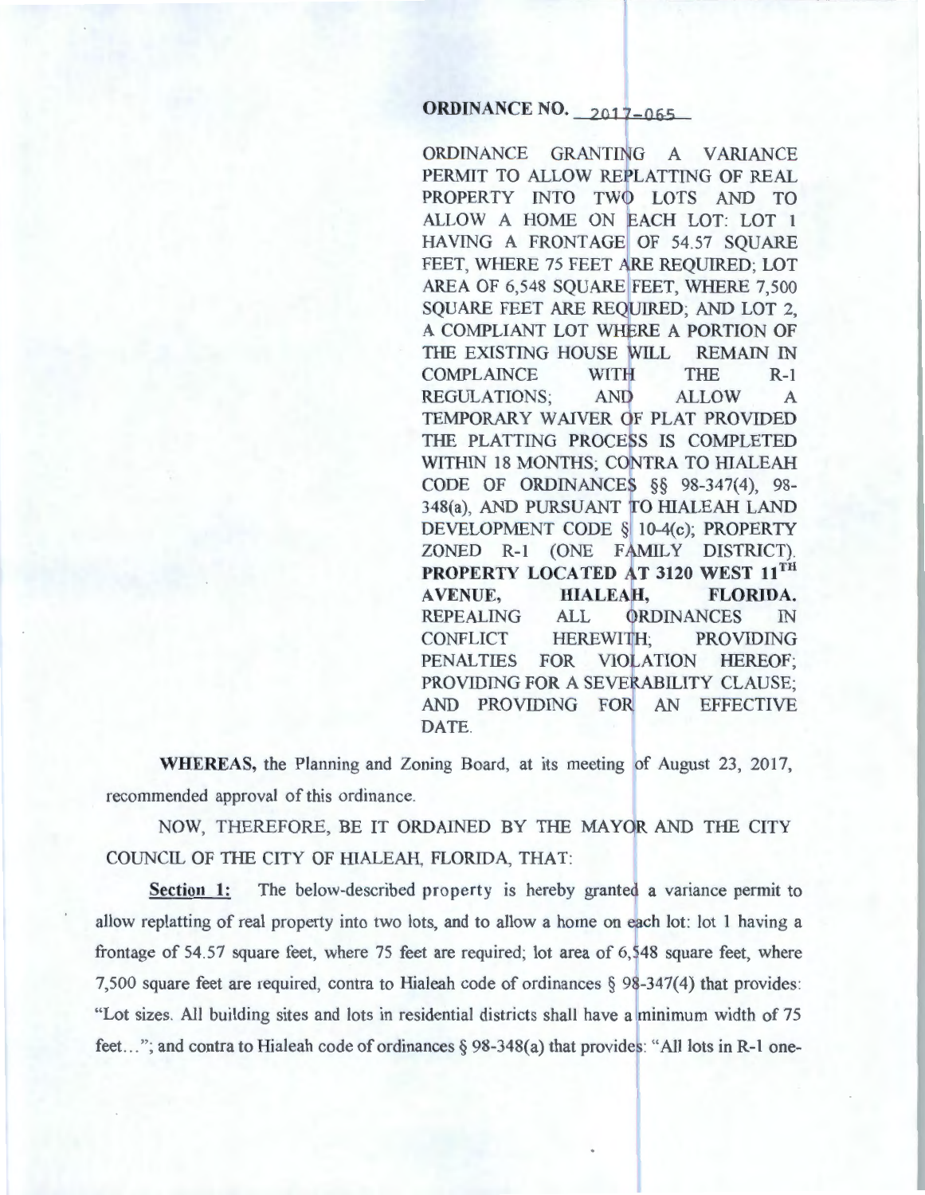**ORDINANCE NO. 2017-065**

ORDINANCE GRANTING A VARIANCE PERMIT TO ALLOW REPLATTING OF REAL PROPERTY INTO TWO LOTS AND TO ALLOW A HOME ON EACH LOT: LOT 1 HAVING A FRONTAGE OF 54.57 SQUARE FEET, WHERE 75 FEET ARE REQUIRED; LOT AREA OF 6,548 SQUARE FEET, WHERE 7,500 SQUARE FEET ARE REQUIRED; AND LOT 2, A COMPLIANT LOT WHERE A PORTION OF THE EXISTING HOUSE WILL REMAIN IN COMPLAINCE WITH THE R-1 REGULATIONS; AND ALLOW A TEMPORARY WAIVER OF PLAT PROVIDED THE PLATTING PROCESS IS COMPLETED WITHIN 18 MONTHS; CONTRA TO HIALEAH CODE OF ORDINANCES §§ 98-347(4), 98-348(a), AND PURSUANT TO HIALEAH LAND DEVELOPMENT CODE § 10-4(c); PROPERTY ZONED R-1 (ONE FAMILY DISTRICT). **PROPERTY LOCATED AT 3120 WEST 11TH AVENUE, HIALEAH, FLORIDA.** REPEALING ALL ORDINANCES IN CONFLICT HEREWITH; PROVIDING PENALTIES FOR VIOLATION HEREOF; PROVIDING FOR A SEVERABILITY CLAUSE; AND PROVIDING FOR AN EFFECTIVE DATE.

**WHEREAS,** the Planning and Zoning Board, at its meeting of August 23, 2017, recommended approval of this ordinance.

NOW, THEREFORE, BE IT ORDAINED BY THE MAYOR AND THE CITY COUNCIL OF THE CITY OF HIALEAH, FLORIDA, THAT:

**Section 1:** The below-described property is hereby granted a variance permit to allow replatting of real property into two lots, and to allow a home on each lot: lot 1 having a frontage of 54.57 square feet, where 75 feet are required; lot area of 6,548 square feet, where 7,500 square feet are required, contra to Hialeah code of ordinances § 98-347(4) that provides: "Lot sizes. All building sites and lots in residential districts shall have a minimum width of 75 feet…"; and contra to Hialeah code of ordinances § 98-348(a) that provides: "All lots in R-1 one-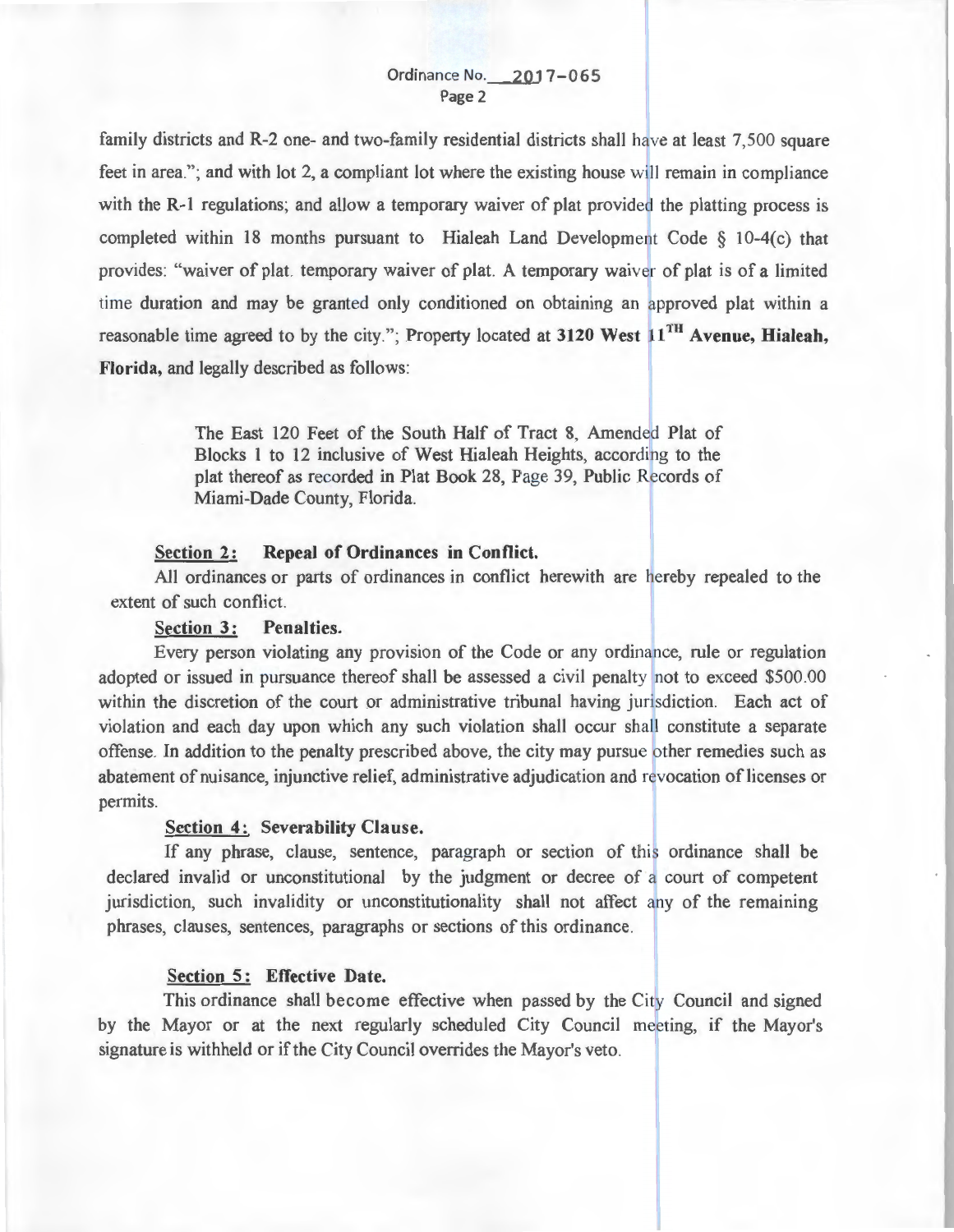family districts and R-2 one- and two-family residential districts shall have at least 7,500 square feet in area."; and with lot 2, a compliant lot where the existing house will remain in compliance with the R-1 regulations; and allow a temporary waiver of plat provided the platting process is completed within 18 months pursuant to Hialeah Land Development Code § 10-4(c) that provides: "waiver of plat. temporary waiver of plat. A temporary waiver of plat is of a limited time duration and may be granted only conditioned on obtaining an approved plat within a reasonable time agreed to by the city."; Property located at **3120 West 11TH Avenue, Hialeah, Florida,** and legally described as follows:

> The East 120 Feet of the South Half of Tract 8, Amended Plat of Blocks 1 to 12 inclusive of West Hialeah Heights, according to the plat thereof as recorded in Plat Book 28, Page 39, Public Records of Miami-Dade County, Florida.

**Section 2: Repeal of Ordinances in Conflict.**

All ordinances or parts of ordinances in conflict herewith are hereby repealed to the extent of such conflict.

**Section 3: Penalties.**

Every person violating any provision of the Code or any ordinance, rule or regulation adopted or issued in pursuance thereof shall be assessed a civil penalty not to exceed $500.00 within the discretion of the court or administrative tribunal having jurisdiction. Each act of violation and each day upon which any such violation shall occur shall constitute a separate offense. In addition to the penalty prescribed above, the city may pursue other remedies such as abatement of nuisance, injunctive relief, administrative adjudication and revocation of licenses or permits.

**Section 4: Severability Clause.**

If any phrase, clause, sentence, paragraph or section of this ordinance shall be declared invalid or unconstitutional by the judgment or decree of a court of competent jurisdiction, such invalidity or unconstitutionality shall not affect any of the remaining phrases, clauses, sentences, paragraphs or sections of this ordinance.

**Section 5: Effective Date.**

This ordinance shall become effective when passed by the City Council and signed by the Mayor or at the next regularly scheduled City Council meeting, if the Mayor's signature is withheld or if the City Council overrides the Mayor's veto.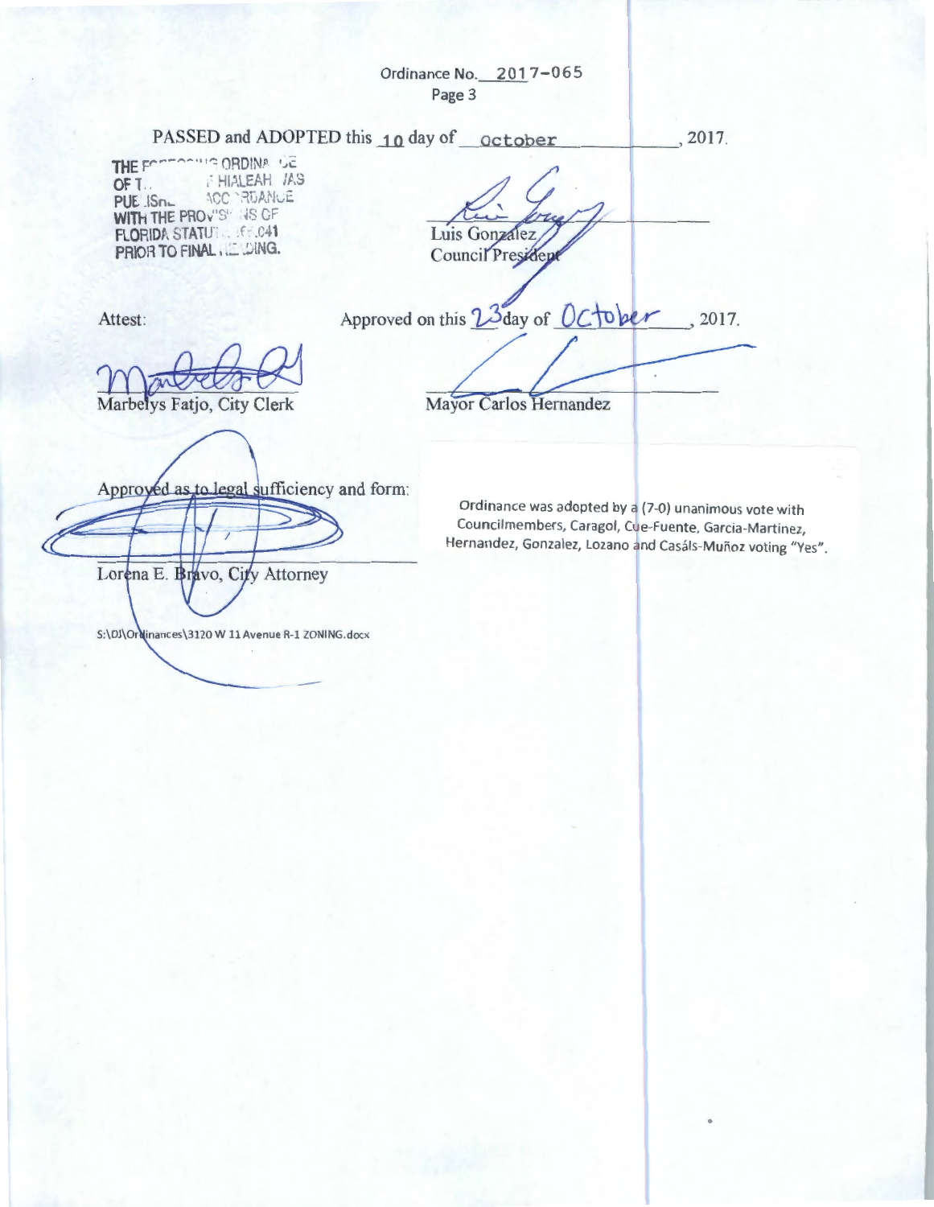PASSED and ADOPTED this 10 day of October, 2017.

THE F... ORDINA...CE OF T... HIALEAH WAS PUBLISHED ACCORDANCE WITH THE PROVISIONS OF FLORIDA STATUTE ...041 PRIOR TO FINAL READING.

Luis Gonzalez
Council President

Attest:

Approved on this 23 day of October, 2017.

Marbelys Fatjo, City Clerk

Mayor Carlos Hernandez

Approved as to legal sufficiency and form:

Lorena E. Bravo, City Attorney

S:\DJ\Ordinances\3120 W 11 Avenue R-1 ZONING.docx

Ordinance was adopted by a (7-0) unanimous vote with Councilmembers, Caragol, Cue-Fuente, Garcia-Martinez, Hernandez, Gonzalez, Lozano and Casáls-Muñoz voting "Yes".